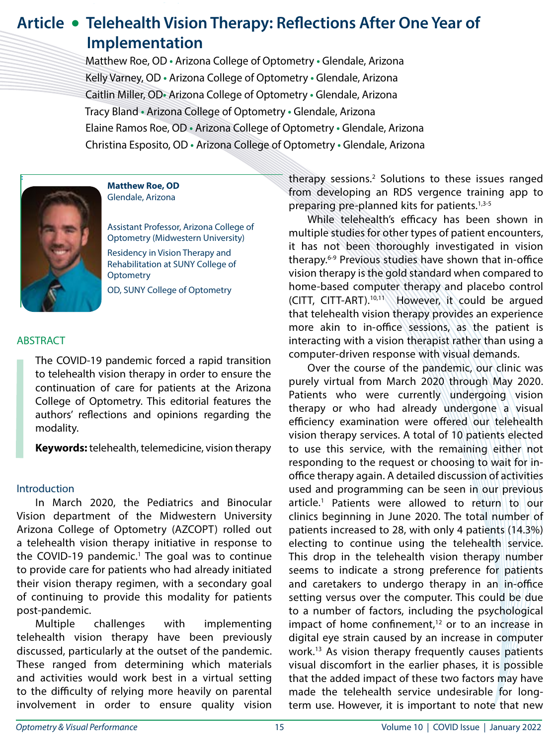# Article • Telehealth Vision Therapy: Reflections After One Year of Implementation

Matthew Roe, OD • Arizona College of Optometry • Glendale, Arizona

Kelly Varney, OD • Arizona College of Optometry • Glendale, Arizona

Caitlin Miller, OD• Arizona College of Optometry • Glendale, Arizona

Tracy Bland • Arizona College of Optometry • Glendale, Arizona

Elaine Ramos Roe, OD • Arizona College of Optometry • Glendale, Arizona

Christina Esposito, OD • Arizona College of Optometry • Glendale, Arizona

**Matthew Roe, OD**
Glendale, Arizona

Assistant Professor, Arizona College of Optometry (Midwestern University)

Residency in Vision Therapy and Rehabilitation at SUNY College of Optometry

OD, SUNY College of Optometry

## ABSTRACT

The COVID-19 pandemic forced a rapid transition to telehealth vision therapy in order to ensure the continuation of care for patients at the Arizona College of Optometry. This editorial features the authors' reflections and opinions regarding the modality.

**Keywords:** telehealth, telemedicine, vision therapy

## Introduction

In March 2020, the Pediatrics and Binocular Vision department of the Midwestern University Arizona College of Optometry (AZCOPT) rolled out a telehealth vision therapy initiative in response to the COVID-19 pandemic.[1] The goal was to continue to provide care for patients who had already initiated their vision therapy regimen, with a secondary goal of continuing to provide this modality for patients post-pandemic.

Multiple challenges with implementing telehealth vision therapy have been previously discussed, particularly at the outset of the pandemic. These ranged from determining which materials and activities would work best in a virtual setting to the difficulty of relying more heavily on parental involvement in order to ensure quality vision therapy sessions.[2] Solutions to these issues ranged from developing an RDS vergence training app to preparing pre-planned kits for patients.[1,3-5]

While telehealth's efficacy has been shown in multiple studies for other types of patient encounters, it has not been thoroughly investigated in vision therapy.[6-9] Previous studies have shown that in-office vision therapy is the gold standard when compared to home-based computer therapy and placebo control (CITT, CITT-ART).[10,11] However, it could be argued that telehealth vision therapy provides an experience more akin to in-office sessions, as the patient is interacting with a vision therapist rather than using a computer-driven response with visual demands.

Over the course of the pandemic, our clinic was purely virtual from March 2020 through May 2020. Patients who were currently undergoing vision therapy or who had already undergone a visual efficiency examination were offered our telehealth vision therapy services. A total of 10 patients elected to use this service, with the remaining either not responding to the request or choosing to wait for in-office therapy again. A detailed discussion of activities used and programming can be seen in our previous article.[1] Patients were allowed to return to our clinics beginning in June 2020. The total number of patients increased to 28, with only 4 patients (14.3%) electing to continue using the telehealth service. This drop in the telehealth vision therapy number seems to indicate a strong preference for patients and caretakers to undergo therapy in an in-office setting versus over the computer. This could be due to a number of factors, including the psychological impact of home confinement,[12] or to an increase in digital eye strain caused by an increase in computer work.[13] As vision therapy frequently causes patients visual discomfort in the earlier phases, it is possible that the added impact of these two factors may have made the telehealth service undesirable for long-term use. However, it is important to note that new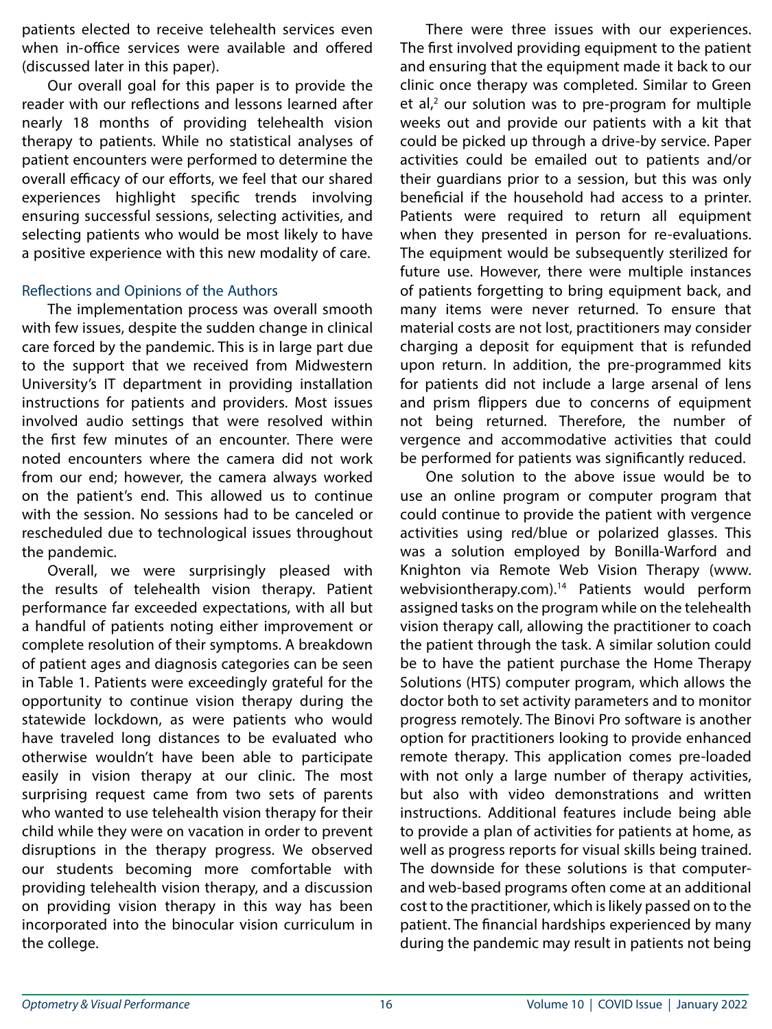patients elected to receive telehealth services even when in-office services were available and offered (discussed later in this paper).

Our overall goal for this paper is to provide the reader with our reflections and lessons learned after nearly 18 months of providing telehealth vision therapy to patients. While no statistical analyses of patient encounters were performed to determine the overall efficacy of our efforts, we feel that our shared experiences highlight specific trends involving ensuring successful sessions, selecting activities, and selecting patients who would be most likely to have a positive experience with this new modality of care.

## Reflections and Opinions of the Authors

The implementation process was overall smooth with few issues, despite the sudden change in clinical care forced by the pandemic. This is in large part due to the support that we received from Midwestern University's IT department in providing installation instructions for patients and providers. Most issues involved audio settings that were resolved within the first few minutes of an encounter. There were noted encounters where the camera did not work from our end; however, the camera always worked on the patient's end. This allowed us to continue with the session. No sessions had to be canceled or rescheduled due to technological issues throughout the pandemic.

Overall, we were surprisingly pleased with the results of telehealth vision therapy. Patient performance far exceeded expectations, with all but a handful of patients noting either improvement or complete resolution of their symptoms. A breakdown of patient ages and diagnosis categories can be seen in Table 1. Patients were exceedingly grateful for the opportunity to continue vision therapy during the statewide lockdown, as were patients who would have traveled long distances to be evaluated who otherwise wouldn't have been able to participate easily in vision therapy at our clinic. The most surprising request came from two sets of parents who wanted to use telehealth vision therapy for their child while they were on vacation in order to prevent disruptions in the therapy progress. We observed our students becoming more comfortable with providing telehealth vision therapy, and a discussion on providing vision therapy in this way has been incorporated into the binocular vision curriculum in the college.

There were three issues with our experiences. The first involved providing equipment to the patient and ensuring that the equipment made it back to our clinic once therapy was completed. Similar to Green et al,[2] our solution was to pre-program for multiple weeks out and provide our patients with a kit that could be picked up through a drive-by service. Paper activities could be emailed out to patients and/or their guardians prior to a session, but this was only beneficial if the household had access to a printer. Patients were required to return all equipment when they presented in person for re-evaluations. The equipment would be subsequently sterilized for future use. However, there were multiple instances of patients forgetting to bring equipment back, and many items were never returned. To ensure that material costs are not lost, practitioners may consider charging a deposit for equipment that is refunded upon return. In addition, the pre-programmed kits for patients did not include a large arsenal of lens and prism flippers due to concerns of equipment not being returned. Therefore, the number of vergence and accommodative activities that could be performed for patients was significantly reduced.

One solution to the above issue would be to use an online program or computer program that could continue to provide the patient with vergence activities using red/blue or polarized glasses. This was a solution employed by Bonilla-Warford and Knighton via Remote Web Vision Therapy (www.webvisiontherapy.com).[14] Patients would perform assigned tasks on the program while on the telehealth vision therapy call, allowing the practitioner to coach the patient through the task. A similar solution could be to have the patient purchase the Home Therapy Solutions (HTS) computer program, which allows the doctor both to set activity parameters and to monitor progress remotely. The Binovi Pro software is another option for practitioners looking to provide enhanced remote therapy. This application comes pre-loaded with not only a large number of therapy activities, but also with video demonstrations and written instructions. Additional features include being able to provide a plan of activities for patients at home, as well as progress reports for visual skills being trained. The downside for these solutions is that computer- and web-based programs often come at an additional cost to the practitioner, which is likely passed on to the patient. The financial hardships experienced by many during the pandemic may result in patients not being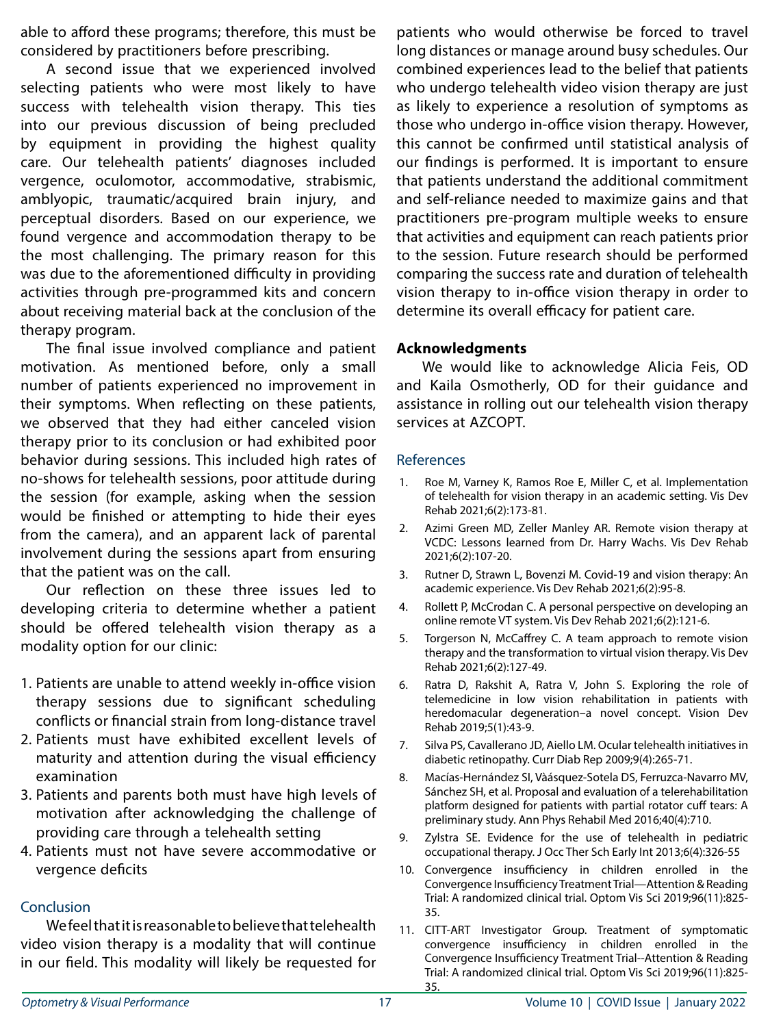able to afford these programs; therefore, this must be considered by practitioners before prescribing.

A second issue that we experienced involved selecting patients who were most likely to have success with telehealth vision therapy. This ties into our previous discussion of being precluded by equipment in providing the highest quality care. Our telehealth patients' diagnoses included vergence, oculomotor, accommodative, strabismic, amblyopic, traumatic/acquired brain injury, and perceptual disorders. Based on our experience, we found vergence and accommodation therapy to be the most challenging. The primary reason for this was due to the aforementioned difficulty in providing activities through pre-programmed kits and concern about receiving material back at the conclusion of the therapy program.

The final issue involved compliance and patient motivation. As mentioned before, only a small number of patients experienced no improvement in their symptoms. When reflecting on these patients, we observed that they had either canceled vision therapy prior to its conclusion or had exhibited poor behavior during sessions. This included high rates of no-shows for telehealth sessions, poor attitude during the session (for example, asking when the session would be finished or attempting to hide their eyes from the camera), and an apparent lack of parental involvement during the sessions apart from ensuring that the patient was on the call.

Our reflection on these three issues led to developing criteria to determine whether a patient should be offered telehealth vision therapy as a modality option for our clinic:

1. Patients are unable to attend weekly in-office vision therapy sessions due to significant scheduling conflicts or financial strain from long-distance travel
2. Patients must have exhibited excellent levels of maturity and attention during the visual efficiency examination
3. Patients and parents both must have high levels of motivation after acknowledging the challenge of providing care through a telehealth setting
4. Patients must not have severe accommodative or vergence deficits

## Conclusion

We feel that it is reasonable to believe that telehealth video vision therapy is a modality that will continue in our field. This modality will likely be requested for patients who would otherwise be forced to travel long distances or manage around busy schedules. Our combined experiences lead to the belief that patients who undergo telehealth video vision therapy are just as likely to experience a resolution of symptoms as those who undergo in-office vision therapy. However, this cannot be confirmed until statistical analysis of our findings is performed. It is important to ensure that patients understand the additional commitment and self-reliance needed to maximize gains and that practitioners pre-program multiple weeks to ensure that activities and equipment can reach patients prior to the session. Future research should be performed comparing the success rate and duration of telehealth vision therapy to in-office vision therapy in order to determine its overall efficacy for patient care.

### Acknowledgments

We would like to acknowledge Alicia Feis, OD and Kaila Osmotherly, OD for their guidance and assistance in rolling out our telehealth vision therapy services at AZCOPT.

## References

1. Roe M, Varney K, Ramos Roe E, Miller C, et al. Implementation of telehealth for vision therapy in an academic setting. Vis Dev Rehab 2021;6(2):173-81.
2. Azimi Green MD, Zeller Manley AR. Remote vision therapy at VCDC: Lessons learned from Dr. Harry Wachs. Vis Dev Rehab 2021;6(2):107-20.
3. Rutner D, Strawn L, Bovenzi M. Covid-19 and vision therapy: An academic experience. Vis Dev Rehab 2021;6(2):95-8.
4. Rollett P, McCrodan C. A personal perspective on developing an online remote VT system. Vis Dev Rehab 2021;6(2):121-6.
5. Torgerson N, McCaffrey C. A team approach to remote vision therapy and the transformation to virtual vision therapy. Vis Dev Rehab 2021;6(2):127-49.
6. Ratra D, Rakshit A, Ratra V, John S. Exploring the role of telemedicine in low vision rehabilitation in patients with heredomacular degeneration–a novel concept. Vision Dev Rehab 2019;5(1):43-9.
7. Silva PS, Cavallerano JD, Aiello LM. Ocular telehealth initiatives in diabetic retinopathy. Curr Diab Rep 2009;9(4):265-71.
8. Macías-Hernández SI, Vàásquez-Sotela DS, Ferruzca-Navarro MV, Sánchez SH, et al. Proposal and evaluation of a telerehabilitation platform designed for patients with partial rotator cuff tears: A preliminary study. Ann Phys Rehabil Med 2016;40(4):710.
9. Zylstra SE. Evidence for the use of telehealth in pediatric occupational therapy. J Occ Ther Sch Early Int 2013;6(4):326-55
10. Convergence insufficiency in children enrolled in the Convergence Insufficiency Treatment Trial—Attention & Reading Trial: A randomized clinical trial. Optom Vis Sci 2019;96(11):825-35.
11. CITT-ART Investigator Group. Treatment of symptomatic convergence insufficiency in children enrolled in the Convergence Insufficiency Treatment Trial--Attention & Reading Trial: A randomized clinical trial. Optom Vis Sci 2019;96(11):825-35.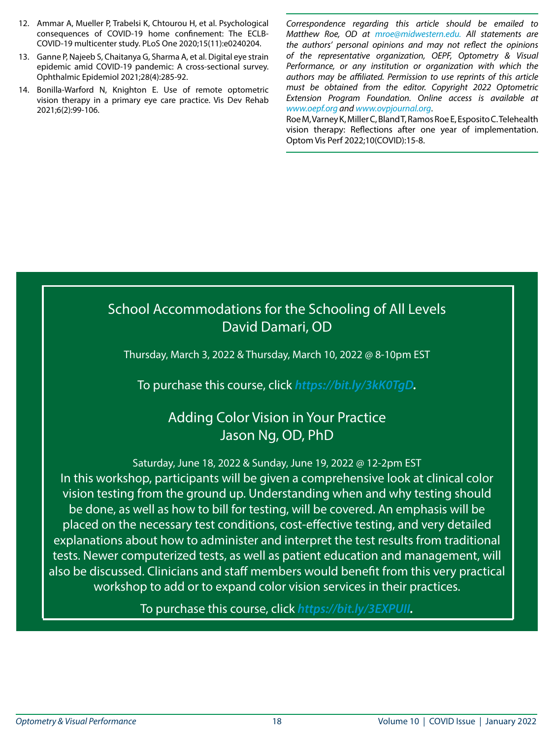12. Ammar A, Mueller P, Trabelsi K, Chtourou H, et al. Psychological consequences of COVID-19 home confinement: The ECLB-COVID-19 multicenter study. PLoS One 2020;15(11):e0240204.
13. Ganne P, Najeeb S, Chaitanya G, Sharma A, et al. Digital eye strain epidemic amid COVID-19 pandemic: A cross-sectional survey. Ophthalmic Epidemiol 2021;28(4):285-92.
14. Bonilla-Warford N, Knighton E. Use of remote optometric vision therapy in a primary eye care practice. Vis Dev Rehab 2021;6(2):99-106.

*Correspondence regarding this article should be emailed to Matthew Roe, OD at mroe@midwestern.edu. All statements are the authors' personal opinions and may not reflect the opinions of the representative organization, OEPF, Optometry & Visual Performance, or any institution or organization with which the authors may be affiliated. Permission to use reprints of this article must be obtained from the editor. Copyright 2022 Optometric Extension Program Foundation. Online access is available at www.oepf.org and www.ovpjournal.org.*

Roe M, Varney K, Miller C, Bland T, Ramos Roe E, Esposito C. Telehealth vision therapy: Reflections after one year of implementation. Optom Vis Perf 2022;10(COVID):15-8.

## School Accommodations for the Schooling of All Levels
## David Damari, OD

Thursday, March 3, 2022 & Thursday, March 10, 2022 @ 8-10pm EST

To purchase this course, click ***https://bit.ly/3kK0TgD*.**

## Adding Color Vision in Your Practice
## Jason Ng, OD, PhD

Saturday, June 18, 2022 & Sunday, June 19, 2022 @ 12-2pm EST

In this workshop, participants will be given a comprehensive look at clinical color vision testing from the ground up. Understanding when and why testing should be done, as well as how to bill for testing, will be covered. An emphasis will be placed on the necessary test conditions, cost-effective testing, and very detailed explanations about how to administer and interpret the test results from traditional tests. Newer computerized tests, as well as patient education and management, will also be discussed. Clinicians and staff members would benefit from this very practical workshop to add or to expand color vision services in their practices.

To purchase this course, click ***https://bit.ly/3EXPUIl***.